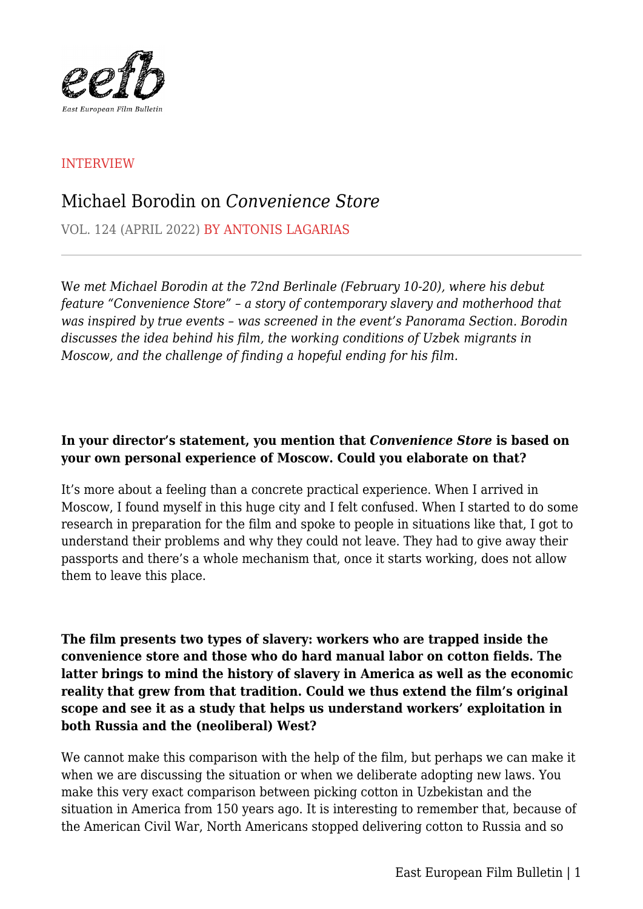INTERVIEW

# Michael Borodin on *Convenience Store*

VOL. 124 (APRIL 2022) BY ANTONIS LAGARIAS

*We met Michael Borodin at the 72nd Berlinale (February 10-20), where his debut feature "Convenience Store" – a story of contemporary slavery and motherhood that was inspired by true events – was screened in the event's Panorama Section. Borodin discusses the idea behind his film, the working conditions of Uzbek migrants in Moscow, and the challenge of finding a hopeful ending for his film.*

**In your director's statement, you mention that *Convenience Store* is based on your own personal experience of Moscow. Could you elaborate on that?**

It's more about a feeling than a concrete practical experience. When I arrived in Moscow, I found myself in this huge city and I felt confused. When I started to do some research in preparation for the film and spoke to people in situations like that, I got to understand their problems and why they could not leave. They had to give away their passports and there's a whole mechanism that, once it starts working, does not allow them to leave this place.

**The film presents two types of slavery: workers who are trapped inside the convenience store and those who do hard manual labor on cotton fields. The latter brings to mind the history of slavery in America as well as the economic reality that grew from that tradition. Could we thus extend the film's original scope and see it as a study that helps us understand workers' exploitation in both Russia and the (neoliberal) West?**

We cannot make this comparison with the help of the film, but perhaps we can make it when we are discussing the situation or when we deliberate adopting new laws. You make this very exact comparison between picking cotton in Uzbekistan and the situation in America from 150 years ago. It is interesting to remember that, because of the American Civil War, North Americans stopped delivering cotton to Russia and so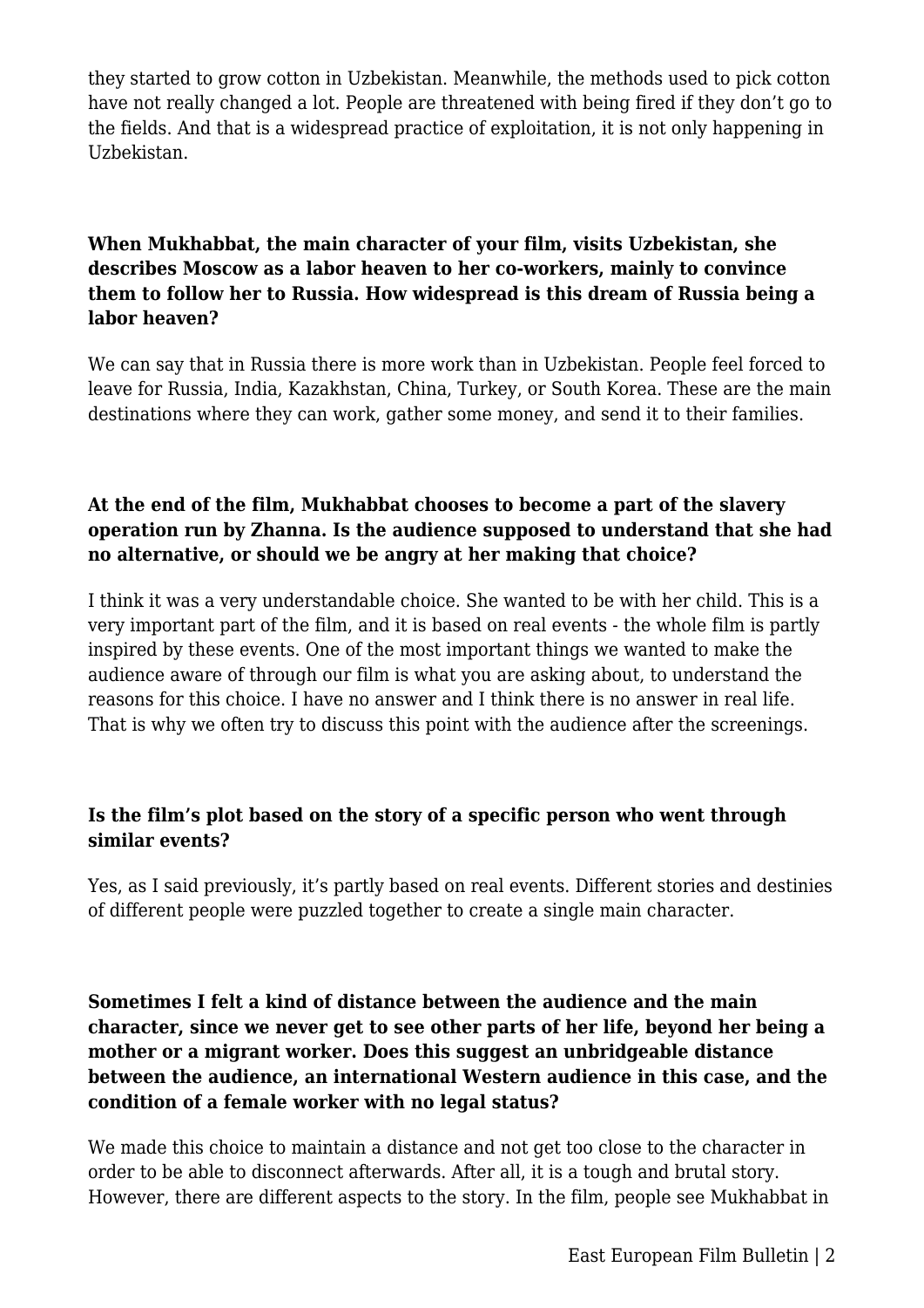they started to grow cotton in Uzbekistan. Meanwhile, the methods used to pick cotton have not really changed a lot. People are threatened with being fired if they don't go to the fields. And that is a widespread practice of exploitation, it is not only happening in Uzbekistan.

**When Mukhabbat, the main character of your film, visits Uzbekistan, she describes Moscow as a labor heaven to her co-workers, mainly to convince them to follow her to Russia. How widespread is this dream of Russia being a labor heaven?**

We can say that in Russia there is more work than in Uzbekistan. People feel forced to leave for Russia, India, Kazakhstan, China, Turkey, or South Korea. These are the main destinations where they can work, gather some money, and send it to their families.

**At the end of the film, Mukhabbat chooses to become a part of the slavery operation run by Zhanna. Is the audience supposed to understand that she had no alternative, or should we be angry at her making that choice?**

I think it was a very understandable choice. She wanted to be with her child. This is a very important part of the film, and it is based on real events - the whole film is partly inspired by these events. One of the most important things we wanted to make the audience aware of through our film is what you are asking about, to understand the reasons for this choice. I have no answer and I think there is no answer in real life. That is why we often try to discuss this point with the audience after the screenings.

**Is the film's plot based on the story of a specific person who went through similar events?**

Yes, as I said previously, it's partly based on real events. Different stories and destinies of different people were puzzled together to create a single main character.

**Sometimes I felt a kind of distance between the audience and the main character, since we never get to see other parts of her life, beyond her being a mother or a migrant worker. Does this suggest an unbridgeable distance between the audience, an international Western audience in this case, and the condition of a female worker with no legal status?**

We made this choice to maintain a distance and not get too close to the character in order to be able to disconnect afterwards. After all, it is a tough and brutal story. However, there are different aspects to the story. In the film, people see Mukhabbat in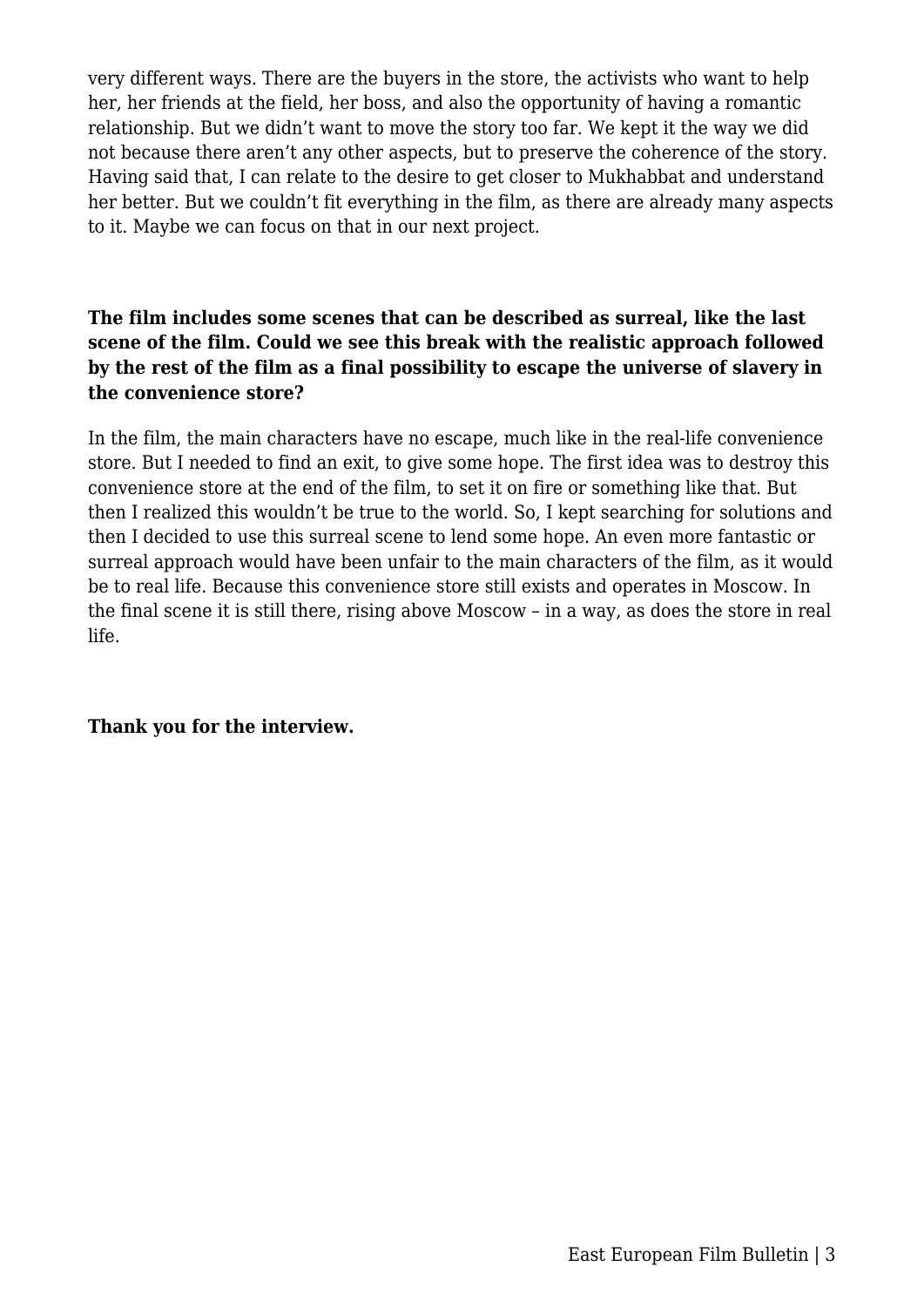very different ways. There are the buyers in the store, the activists who want to help her, her friends at the field, her boss, and also the opportunity of having a romantic relationship. But we didn't want to move the story too far. We kept it the way we did not because there aren't any other aspects, but to preserve the coherence of the story. Having said that, I can relate to the desire to get closer to Mukhabbat and understand her better. But we couldn't fit everything in the film, as there are already many aspects to it. Maybe we can focus on that in our next project.

**The film includes some scenes that can be described as surreal, like the last scene of the film. Could we see this break with the realistic approach followed by the rest of the film as a final possibility to escape the universe of slavery in the convenience store?**

In the film, the main characters have no escape, much like in the real-life convenience store. But I needed to find an exit, to give some hope. The first idea was to destroy this convenience store at the end of the film, to set it on fire or something like that. But then I realized this wouldn't be true to the world. So, I kept searching for solutions and then I decided to use this surreal scene to lend some hope. An even more fantastic or surreal approach would have been unfair to the main characters of the film, as it would be to real life. Because this convenience store still exists and operates in Moscow. In the final scene it is still there, rising above Moscow – in a way, as does the store in real life.

**Thank you for the interview.**